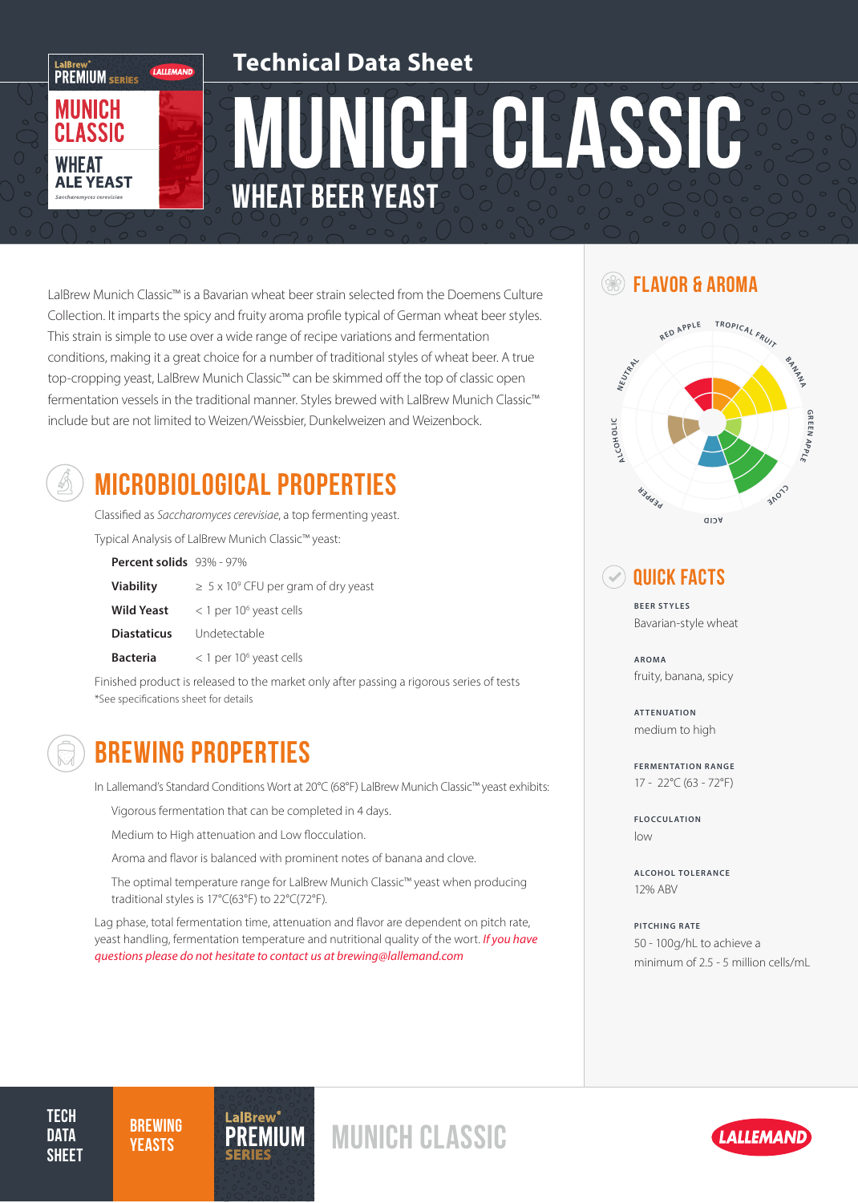# Technical Data Sheet

# MUNICH CLASSIC

## WHEAT BEER YEAST

LalBrew Munich Classic™ is a Bavarian wheat beer strain selected from the Doemens Culture Collection. It imparts the spicy and fruity aroma profile typical of German wheat beer styles. This strain is simple to use over a wide range of recipe variations and fermentation conditions, making it a great choice for a number of traditional styles of wheat beer. A true top-cropping yeast, LalBrew Munich Classic™ can be skimmed off the top of classic open fermentation vessels in the traditional manner. Styles brewed with LalBrew Munich Classic™ include but are not limited to Weizen/Weissbier, Dunkelweizen and Weizenbock.

## MICROBIOLOGICAL PROPERTIES

Classified as *Saccharomyces cerevisiae*, a top fermenting yeast.

Typical Analysis of LalBrew Munich Classic™ yeast:

| | |
|---|---|
| **Percent solids** | 93% - 97% |
| **Viability** | ≥ 5 x $10^9$ CFU per gram of dry yeast |
| **Wild Yeast** | < 1 per $10^6$ yeast cells |
| **Diastaticus** | Undetectable |
| **Bacteria** | < 1 per $10^6$ yeast cells |

Finished product is released to the market only after passing a rigorous series of tests
*See specifications sheet for details

## BREWING PROPERTIES

In Lallemand's Standard Conditions Wort at 20°C (68°F) LalBrew Munich Classic™ yeast exhibits:

- Vigorous fermentation that can be completed in 4 days.
- Medium to High attenuation and Low flocculation.
- Aroma and flavor is balanced with prominent notes of banana and clove.
- The optimal temperature range for LalBrew Munich Classic™ yeast when producing traditional styles is 17°C(63°F) to 22°C(72°F).

Lag phase, total fermentation time, attenuation and flavor are dependent on pitch rate, yeast handling, fermentation temperature and nutritional quality of the wort. *If you have questions please do not hesitate to contact us at brewing@lallemand.com*

## FLAVOR & AROMA

RED APPLE, TROPICAL FRUIT, BANANA, GREEN APPLE, CLOVE, ACID, PEPPER, ALCOHOLIC, NEUTRAL

## QUICK FACTS

**BEER STYLES**
Bavarian-style wheat

**AROMA**
fruity, banana, spicy

**ATTENUATION**
medium to high

**FERMENTATION RANGE**
17 - 22°C (63 - 72°F)

**FLOCCULATION**
low

**ALCOHOL TOLERANCE**
12% ABV

**PITCHING RATE**
50 - 100g/hL to achieve a minimum of 2.5 - 5 million cells/mL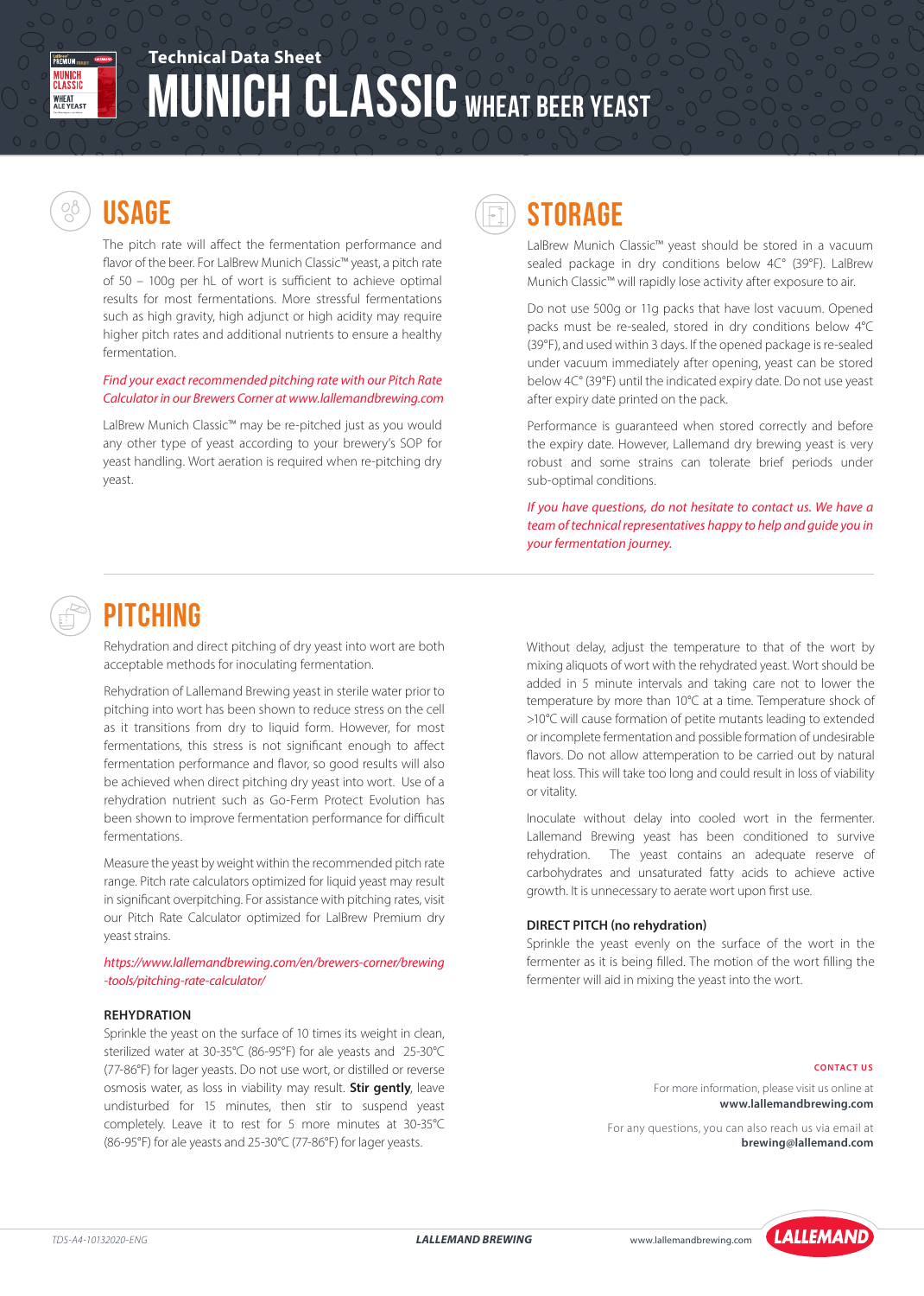# Technical Data Sheet

# MUNICH CLASSIC WHEAT BEER YEAST

## USAGE

The pitch rate will affect the fermentation performance and flavor of the beer. For LalBrew Munich Classic™ yeast, a pitch rate of 50 – 100g per hL of wort is sufficient to achieve optimal results for most fermentations. More stressful fermentations such as high gravity, high adjunct or high acidity may require higher pitch rates and additional nutrients to ensure a healthy fermentation.

*Find your exact recommended pitching rate with our Pitch Rate Calculator in our Brewers Corner at www.lallemandbrewing.com*

LalBrew Munich Classic™ may be re-pitched just as you would any other type of yeast according to your brewery's SOP for yeast handling. Wort aeration is required when re-pitching dry yeast.

## STORAGE

LalBrew Munich Classic™ yeast should be stored in a vacuum sealed package in dry conditions below 4C° (39°F). LalBrew Munich Classic™ will rapidly lose activity after exposure to air.

Do not use 500g or 11g packs that have lost vacuum. Opened packs must be re-sealed, stored in dry conditions below 4°C (39°F), and used within 3 days. If the opened package is re-sealed under vacuum immediately after opening, yeast can be stored below 4C° (39°F) until the indicated expiry date. Do not use yeast after expiry date printed on the pack.

Performance is guaranteed when stored correctly and before the expiry date. However, Lallemand dry brewing yeast is very robust and some strains can tolerate brief periods under sub-optimal conditions.

*If you have questions, do not hesitate to contact us. We have a team of technical representatives happy to help and guide you in your fermentation journey.*

## PITCHING

Rehydration and direct pitching of dry yeast into wort are both acceptable methods for inoculating fermentation.

Rehydration of Lallemand Brewing yeast in sterile water prior to pitching into wort has been shown to reduce stress on the cell as it transitions from dry to liquid form. However, for most fermentations, this stress is not significant enough to affect fermentation performance and flavor, so good results will also be achieved when direct pitching dry yeast into wort. Use of a rehydration nutrient such as Go-Ferm Protect Evolution has been shown to improve fermentation performance for difficult fermentations.

Measure the yeast by weight within the recommended pitch rate range. Pitch rate calculators optimized for liquid yeast may result in significant overpitching. For assistance with pitching rates, visit our Pitch Rate Calculator optimized for LalBrew Premium dry yeast strains.

*https://www.lallemandbrewing.com/en/brewers-corner/brewing-tools/pitching-rate-calculator/*

### REHYDRATION

Sprinkle the yeast on the surface of 10 times its weight in clean, sterilized water at 30-35°C (86-95°F) for ale yeasts and 25-30°C (77-86°F) for lager yeasts. Do not use wort, or distilled or reverse osmosis water, as loss in viability may result. **Stir gently**, leave undisturbed for 15 minutes, then stir to suspend yeast completely. Leave it to rest for 5 more minutes at 30-35°C (86-95°F) for ale yeasts and 25-30°C (77-86°F) for lager yeasts.

Without delay, adjust the temperature to that of the wort by mixing aliquots of wort with the rehydrated yeast. Wort should be added in 5 minute intervals and taking care not to lower the temperature by more than 10°C at a time. Temperature shock of >10°C will cause formation of petite mutants leading to extended or incomplete fermentation and possible formation of undesirable flavors. Do not allow attemperation to be carried out by natural heat loss. This will take too long and could result in loss of viability or vitality.

Inoculate without delay into cooled wort in the fermenter. Lallemand Brewing yeast has been conditioned to survive rehydration. The yeast contains an adequate reserve of carbohydrates and unsaturated fatty acids to achieve active growth. It is unnecessary to aerate wort upon first use.

### DIRECT PITCH (no rehydration)

Sprinkle the yeast evenly on the surface of the wort in the fermenter as it is being filled. The motion of the wort filling the fermenter will aid in mixing the yeast into the wort.

**CONTACT US**

For more information, please visit us online at **www.lallemandbrewing.com**

For any questions, you can also reach us via email at **brewing@lallemand.com**

TDS-A4-10132020-ENG